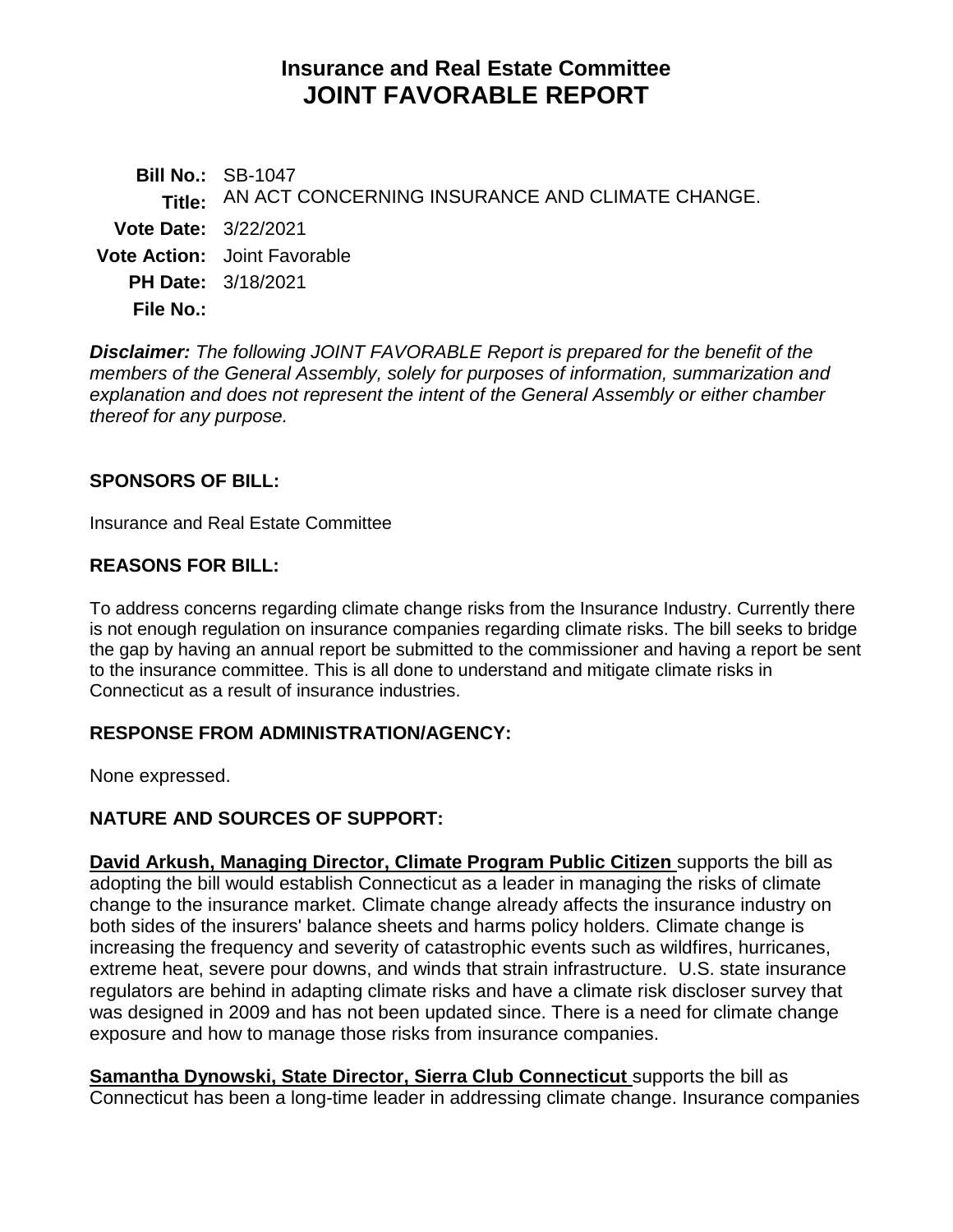# Insurance and Real Estate Committee
# JOINT FAVORABLE REPORT

**Bill No.:** SB-1047
**Title:** AN ACT CONCERNING INSURANCE AND CLIMATE CHANGE.
**Vote Date:** 3/22/2021
**Vote Action:** Joint Favorable
**PH Date:** 3/18/2021
**File No.:**

***Disclaimer:*** *The following JOINT FAVORABLE Report is prepared for the benefit of the members of the General Assembly, solely for purposes of information, summarization and explanation and does not represent the intent of the General Assembly or either chamber thereof for any purpose.*

## SPONSORS OF BILL:

Insurance and Real Estate Committee

## REASONS FOR BILL:

To address concerns regarding climate change risks from the Insurance Industry. Currently there is not enough regulation on insurance companies regarding climate risks. The bill seeks to bridge the gap by having an annual report be submitted to the commissioner and having a report be sent to the insurance committee. This is all done to understand and mitigate climate risks in Connecticut as a result of insurance industries.

## RESPONSE FROM ADMINISTRATION/AGENCY:

None expressed.

## NATURE AND SOURCES OF SUPPORT:

**David Arkush, Managing Director, Climate Program Public Citizen** supports the bill as adopting the bill would establish Connecticut as a leader in managing the risks of climate change to the insurance market. Climate change already affects the insurance industry on both sides of the insurers' balance sheets and harms policy holders. Climate change is increasing the frequency and severity of catastrophic events such as wildfires, hurricanes, extreme heat, severe pour downs, and winds that strain infrastructure. U.S. state insurance regulators are behind in adapting climate risks and have a climate risk discloser survey that was designed in 2009 and has not been updated since. There is a need for climate change exposure and how to manage those risks from insurance companies.

**Samantha Dynowski, State Director, Sierra Club Connecticut** supports the bill as Connecticut has been a long-time leader in addressing climate change. Insurance companies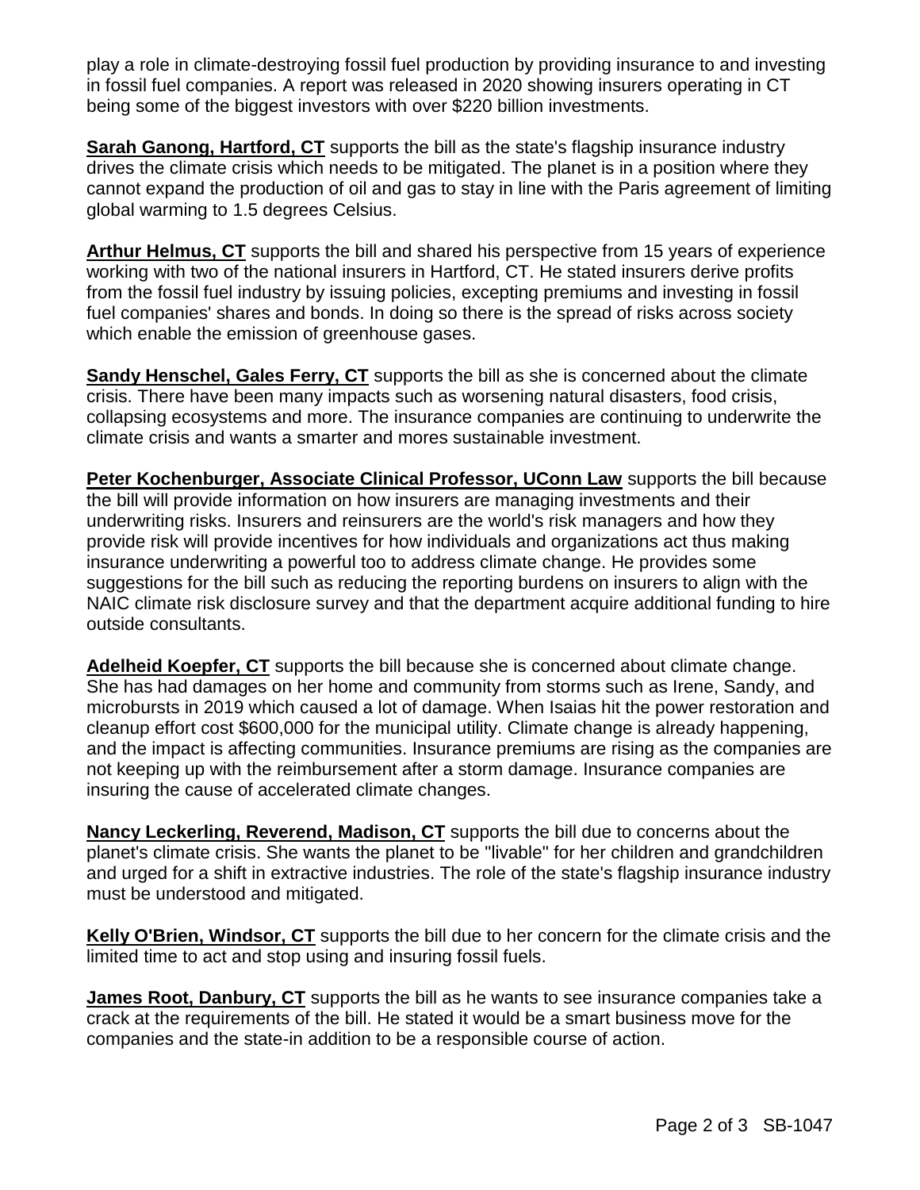play a role in climate-destroying fossil fuel production by providing insurance to and investing in fossil fuel companies. A report was released in 2020 showing insurers operating in CT being some of the biggest investors with over $220 billion investments.

**Sarah Ganong, Hartford, CT** supports the bill as the state's flagship insurance industry drives the climate crisis which needs to be mitigated. The planet is in a position where they cannot expand the production of oil and gas to stay in line with the Paris agreement of limiting global warming to 1.5 degrees Celsius.

**Arthur Helmus, CT** supports the bill and shared his perspective from 15 years of experience working with two of the national insurers in Hartford, CT. He stated insurers derive profits from the fossil fuel industry by issuing policies, excepting premiums and investing in fossil fuel companies' shares and bonds. In doing so there is the spread of risks across society which enable the emission of greenhouse gases.

**Sandy Henschel, Gales Ferry, CT** supports the bill as she is concerned about the climate crisis. There have been many impacts such as worsening natural disasters, food crisis, collapsing ecosystems and more. The insurance companies are continuing to underwrite the climate crisis and wants a smarter and mores sustainable investment.

**Peter Kochenburger, Associate Clinical Professor, UConn Law** supports the bill because the bill will provide information on how insurers are managing investments and their underwriting risks. Insurers and reinsurers are the world's risk managers and how they provide risk will provide incentives for how individuals and organizations act thus making insurance underwriting a powerful too to address climate change. He provides some suggestions for the bill such as reducing the reporting burdens on insurers to align with the NAIC climate risk disclosure survey and that the department acquire additional funding to hire outside consultants.

**Adelheid Koepfer, CT** supports the bill because she is concerned about climate change. She has had damages on her home and community from storms such as Irene, Sandy, and microbursts in 2019 which caused a lot of damage. When Isaias hit the power restoration and cleanup effort cost $600,000 for the municipal utility. Climate change is already happening, and the impact is affecting communities. Insurance premiums are rising as the companies are not keeping up with the reimbursement after a storm damage. Insurance companies are insuring the cause of accelerated climate changes.

**Nancy Leckerling, Reverend, Madison, CT** supports the bill due to concerns about the planet's climate crisis. She wants the planet to be "livable" for her children and grandchildren and urged for a shift in extractive industries. The role of the state's flagship insurance industry must be understood and mitigated.

**Kelly O'Brien, Windsor, CT** supports the bill due to her concern for the climate crisis and the limited time to act and stop using and insuring fossil fuels.

**James Root, Danbury, CT** supports the bill as he wants to see insurance companies take a crack at the requirements of the bill. He stated it would be a smart business move for the companies and the state-in addition to be a responsible course of action.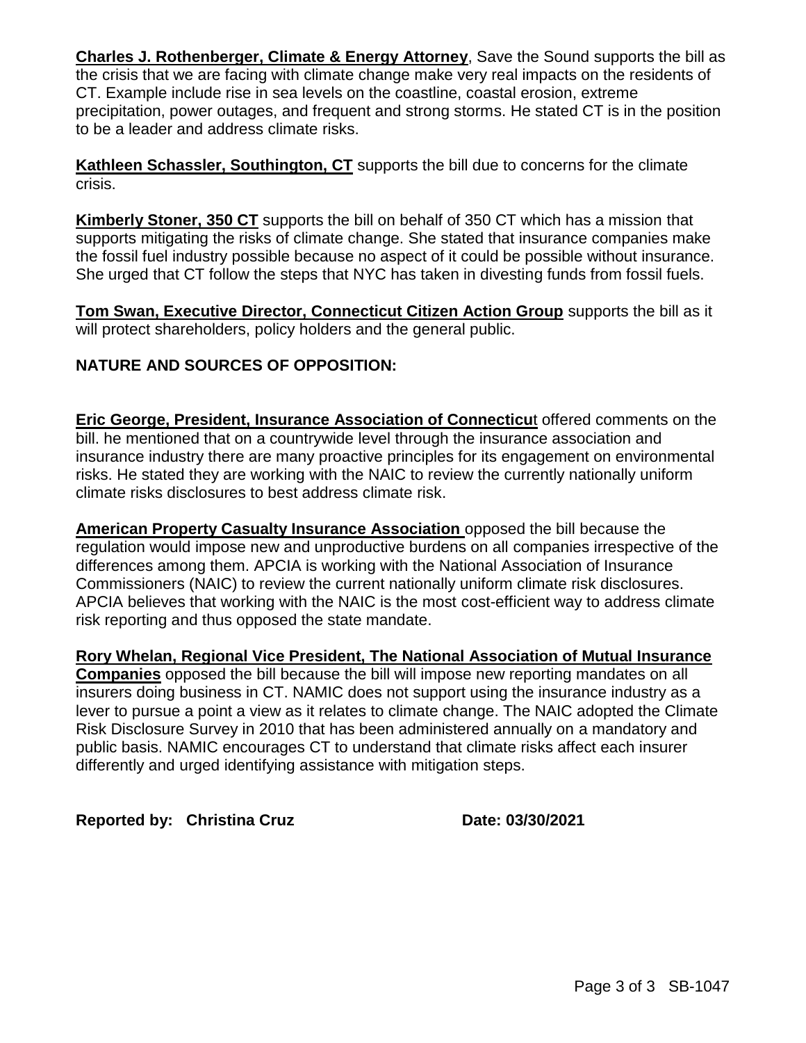**Charles J. Rothenberger, Climate & Energy Attorney**, Save the Sound supports the bill as the crisis that we are facing with climate change make very real impacts on the residents of CT. Example include rise in sea levels on the coastline, coastal erosion, extreme precipitation, power outages, and frequent and strong storms. He stated CT is in the position to be a leader and address climate risks.

**Kathleen Schassler, Southington, CT** supports the bill due to concerns for the climate crisis.

**Kimberly Stoner, 350 CT** supports the bill on behalf of 350 CT which has a mission that supports mitigating the risks of climate change. She stated that insurance companies make the fossil fuel industry possible because no aspect of it could be possible without insurance. She urged that CT follow the steps that NYC has taken in divesting funds from fossil fuels.

**Tom Swan, Executive Director, Connecticut Citizen Action Group** supports the bill as it will protect shareholders, policy holders and the general public.

## NATURE AND SOURCES OF OPPOSITION:

**Eric George, President, Insurance Association of Connecticu**t offered comments on the bill. he mentioned that on a countrywide level through the insurance association and insurance industry there are many proactive principles for its engagement on environmental risks. He stated they are working with the NAIC to review the currently nationally uniform climate risks disclosures to best address climate risk.

**American Property Casualty Insurance Association** opposed the bill because the regulation would impose new and unproductive burdens on all companies irrespective of the differences among them. APCIA is working with the National Association of Insurance Commissioners (NAIC) to review the current nationally uniform climate risk disclosures. APCIA believes that working with the NAIC is the most cost-efficient way to address climate risk reporting and thus opposed the state mandate.

**Rory Whelan, Regional Vice President, The National Association of Mutual Insurance Companies** opposed the bill because the bill will impose new reporting mandates on all insurers doing business in CT. NAMIC does not support using the insurance industry as a lever to pursue a point a view as it relates to climate change. The NAIC adopted the Climate Risk Disclosure Survey in 2010 that has been administered annually on a mandatory and public basis. NAMIC encourages CT to understand that climate risks affect each insurer differently and urged identifying assistance with mitigation steps.

**Reported by: Christina Cruz** **Date: 03/30/2021**